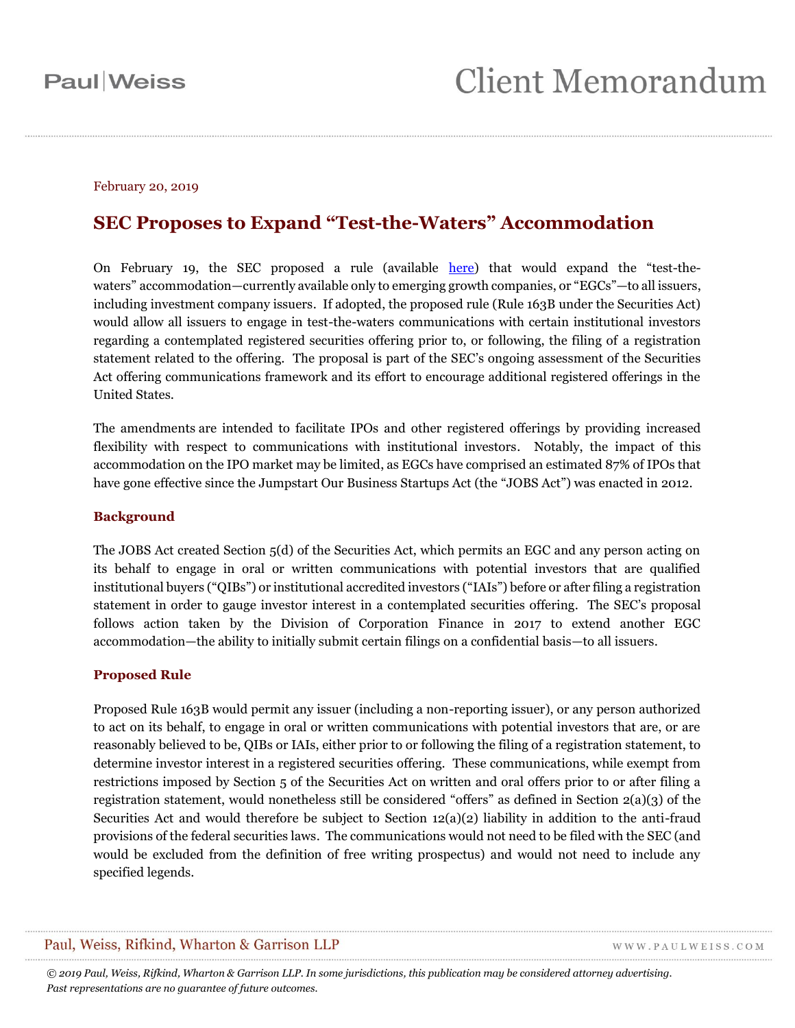February 20, 2019

# SEC Proposes to Expand "Test-the-Waters" Accommodation

On February 19, the SEC proposed a rule (available here) that would expand the "test-the-waters" accommodation—currently available only to emerging growth companies, or "EGCs"—to all issuers, including investment company issuers. If adopted, the proposed rule (Rule 163B under the Securities Act) would allow all issuers to engage in test-the-waters communications with certain institutional investors regarding a contemplated registered securities offering prior to, or following, the filing of a registration statement related to the offering. The proposal is part of the SEC's ongoing assessment of the Securities Act offering communications framework and its effort to encourage additional registered offerings in the United States.

The amendments are intended to facilitate IPOs and other registered offerings by providing increased flexibility with respect to communications with institutional investors. Notably, the impact of this accommodation on the IPO market may be limited, as EGCs have comprised an estimated 87% of IPOs that have gone effective since the Jumpstart Our Business Startups Act (the "JOBS Act") was enacted in 2012.

## Background

The JOBS Act created Section 5(d) of the Securities Act, which permits an EGC and any person acting on its behalf to engage in oral or written communications with potential investors that are qualified institutional buyers ("QIBs") or institutional accredited investors ("IAIs") before or after filing a registration statement in order to gauge investor interest in a contemplated securities offering. The SEC's proposal follows action taken by the Division of Corporation Finance in 2017 to extend another EGC accommodation—the ability to initially submit certain filings on a confidential basis—to all issuers.

## Proposed Rule

Proposed Rule 163B would permit any issuer (including a non-reporting issuer), or any person authorized to act on its behalf, to engage in oral or written communications with potential investors that are, or are reasonably believed to be, QIBs or IAIs, either prior to or following the filing of a registration statement, to determine investor interest in a registered securities offering. These communications, while exempt from restrictions imposed by Section 5 of the Securities Act on written and oral offers prior to or after filing a registration statement, would nonetheless still be considered "offers" as defined in Section 2(a)(3) of the Securities Act and would therefore be subject to Section 12(a)(2) liability in addition to the anti-fraud provisions of the federal securities laws. The communications would not need to be filed with the SEC (and would be excluded from the definition of free writing prospectus) and would not need to include any specified legends.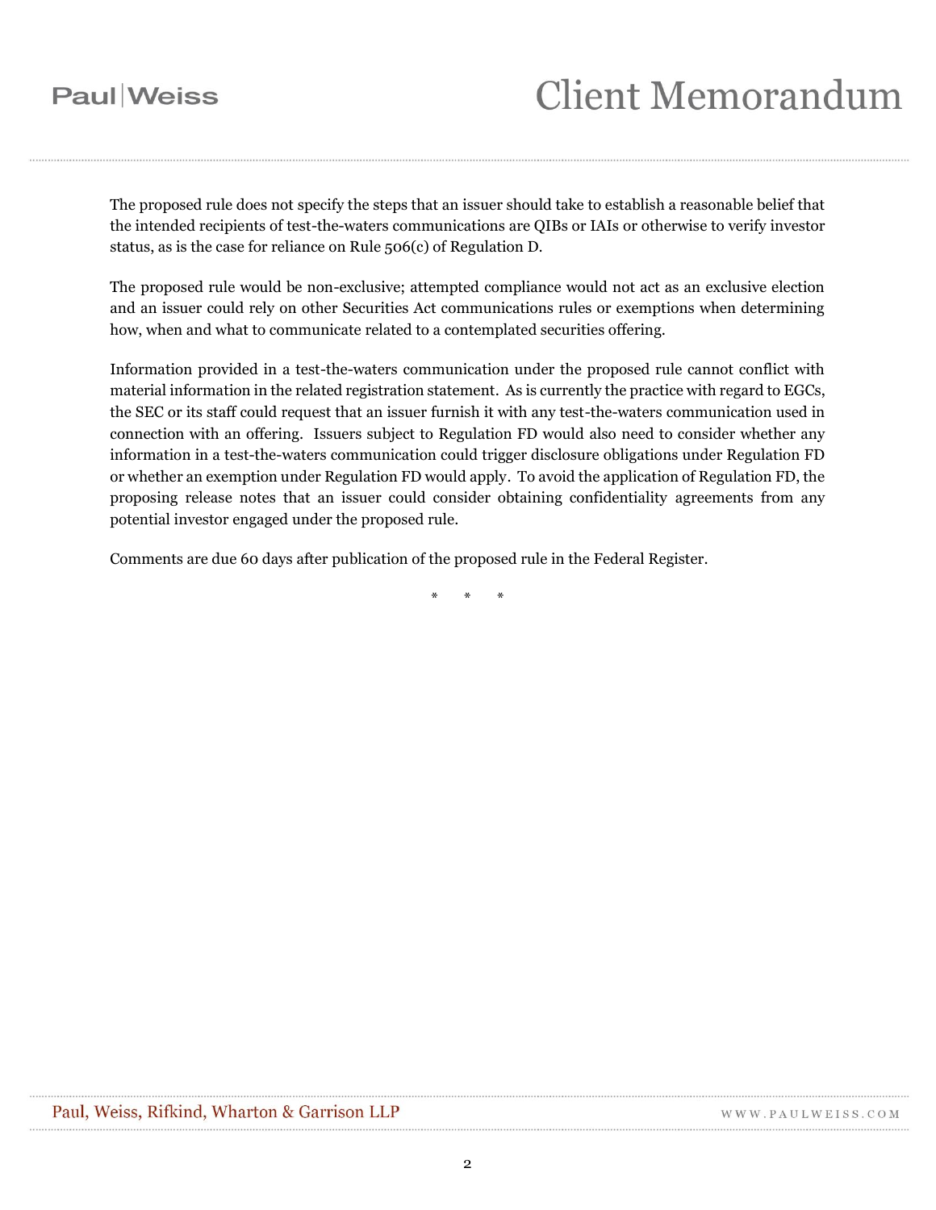The proposed rule does not specify the steps that an issuer should take to establish a reasonable belief that the intended recipients of test-the-waters communications are QIBs or IAIs or otherwise to verify investor status, as is the case for reliance on Rule 506(c) of Regulation D.

The proposed rule would be non-exclusive; attempted compliance would not act as an exclusive election and an issuer could rely on other Securities Act communications rules or exemptions when determining how, when and what to communicate related to a contemplated securities offering.

Information provided in a test-the-waters communication under the proposed rule cannot conflict with material information in the related registration statement. As is currently the practice with regard to EGCs, the SEC or its staff could request that an issuer furnish it with any test-the-waters communication used in connection with an offering. Issuers subject to Regulation FD would also need to consider whether any information in a test-the-waters communication could trigger disclosure obligations under Regulation FD or whether an exemption under Regulation FD would apply. To avoid the application of Regulation FD, the proposing release notes that an issuer could consider obtaining confidentiality agreements from any potential investor engaged under the proposed rule.

Comments are due 60 days after publication of the proposed rule in the Federal Register.

\* \* \*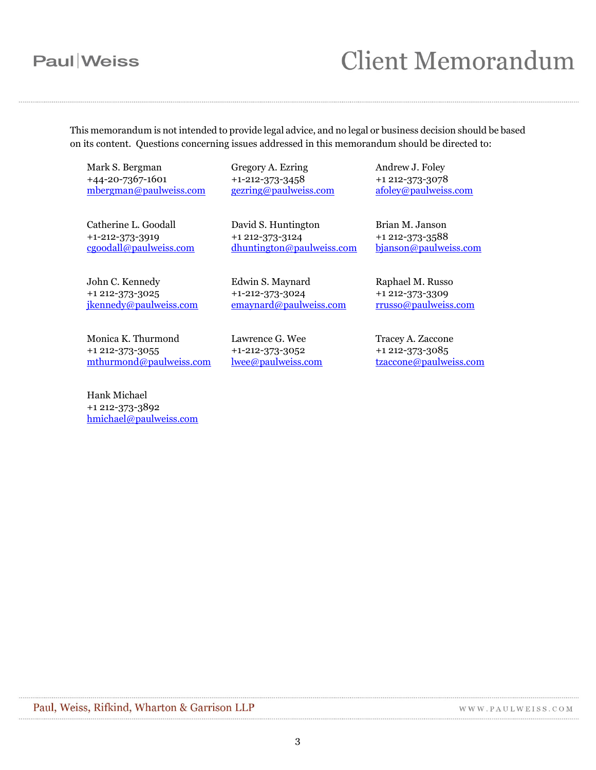This memorandum is not intended to provide legal advice, and no legal or business decision should be based on its content. Questions concerning issues addressed in this memorandum should be directed to:

Mark S. Bergman
+44-20-7367-1601
mbergman@paulweiss.com

Gregory A. Ezring
+1-212-373-3458
gezring@paulweiss.com

Andrew J. Foley
+1 212-373-3078
afoley@paulweiss.com

Catherine L. Goodall
+1-212-373-3919
cgoodall@paulweiss.com

David S. Huntington
+1 212-373-3124
dhuntington@paulweiss.com

Brian M. Janson
+1 212-373-3588
bjanson@paulweiss.com

John C. Kennedy
+1 212-373-3025
jkennedy@paulweiss.com

Edwin S. Maynard
+1-212-373-3024
emaynard@paulweiss.com

Raphael M. Russo
+1 212-373-3309
rrusso@paulweiss.com

Monica K. Thurmond
+1 212-373-3055
mthurmond@paulweiss.com

Lawrence G. Wee
+1-212-373-3052
lwee@paulweiss.com

Tracey A. Zaccone
+1 212-373-3085
tzaccone@paulweiss.com

Hank Michael
+1 212-373-3892
hmichael@paulweiss.com